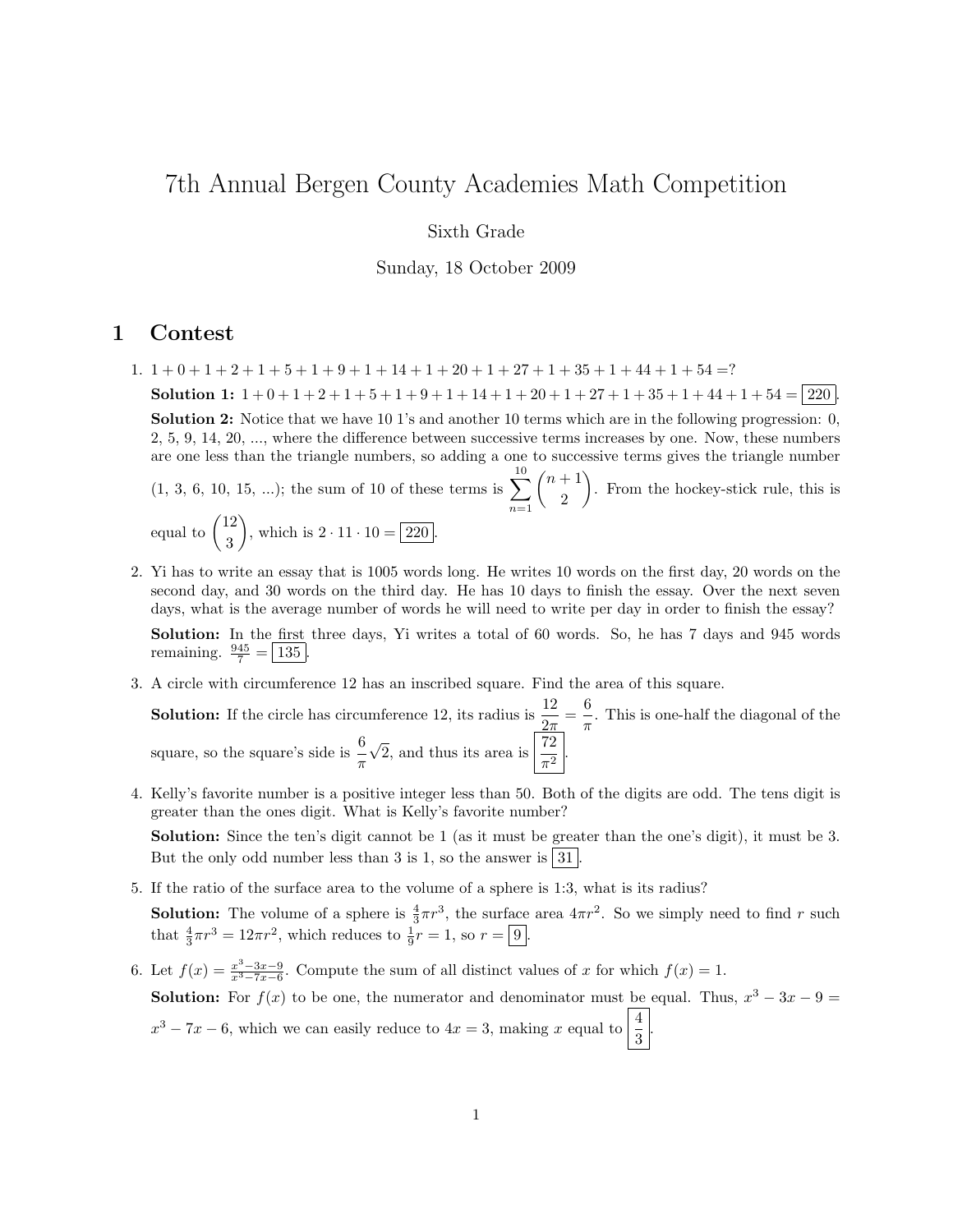# 7th Annual Bergen County Academies Math Competition

Sixth Grade

Sunday, 18 October 2009

## 1 Contest

1. $1+0+1+2+1+5+1+9+1+14+1+20+1+27+1+35+1+44+1+54 = ?$

   **Solution 1:** $1+0+1+2+1+5+1+9+1+14+1+20+1+27+1+35+1+44+1+54 = \boxed{220}$.

   **Solution 2:** Notice that we have 10 1's and another 10 terms which are in the following progression: 0, 2, 5, 9, 14, 20, ..., where the difference between successive terms increases by one. Now, these numbers are one less than the triangle numbers, so adding a one to successive terms gives the triangle number (1, 3, 6, 10, 15, ...); the sum of 10 of these terms is $\sum_{n=1}^{10} \binom{n+1}{2}$. From the hockey-stick rule, this is equal to $\binom{12}{3}$, which is $2 \cdot 11 \cdot 10 = \boxed{220}$.

2. Yi has to write an essay that is 1005 words long. He writes 10 words on the first day, 20 words on the second day, and 30 words on the third day. He has 10 days to finish the essay. Over the next seven days, what is the average number of words he will need to write per day in order to finish the essay?

   **Solution:** In the first three days, Yi writes a total of 60 words. So, he has 7 days and 945 words remaining. $\frac{945}{7} = \boxed{135}$.

3. A circle with circumference 12 has an inscribed square. Find the area of this square.

   **Solution:** If the circle has circumference 12, its radius is $\dfrac{12}{2\pi} = \dfrac{6}{\pi}$. This is one-half the diagonal of the square, so the square's side is $\dfrac{6}{\pi}\sqrt{2}$, and thus its area is $\boxed{\dfrac{72}{\pi^2}}$.

4. Kelly's favorite number is a positive integer less than 50. Both of the digits are odd. The tens digit is greater than the ones digit. What is Kelly's favorite number?

   **Solution:** Since the ten's digit cannot be 1 (as it must be greater than the one's digit), it must be 3. But the only odd number less than 3 is 1, so the answer is $\boxed{31}$.

5. If the ratio of the surface area to the volume of a sphere is 1:3, what is its radius?

   **Solution:** The volume of a sphere is $\frac{4}{3}\pi r^3$, the surface area $4\pi r^2$. So we simply need to find $r$ such that $\frac{4}{3}\pi r^3 = 12\pi r^2$, which reduces to $\frac{1}{9}r = 1$, so $r = \boxed{9}$.

6. Let $f(x) = \frac{x^3-3x-9}{x^3-7x-6}$. Compute the sum of all distinct values of $x$ for which $f(x) = 1$.

   **Solution:** For $f(x)$ to be one, the numerator and denominator must be equal. Thus, $x^3 - 3x - 9 = x^3 - 7x - 6$, which we can easily reduce to $4x = 3$, making $x$ equal to $\boxed{\dfrac{4}{3}}$.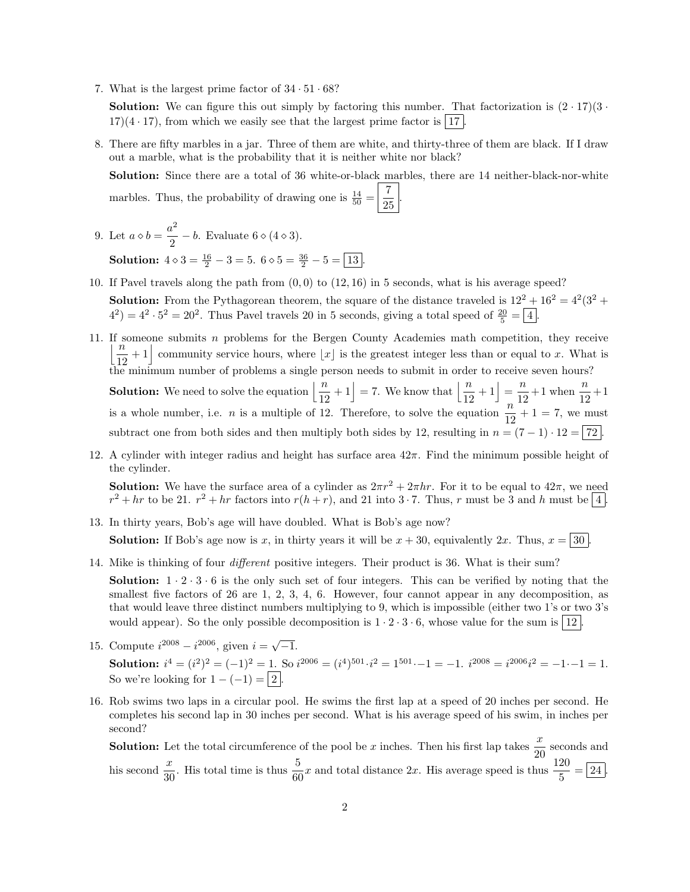7. What is the largest prime factor of $34 \cdot 51 \cdot 68$?

   **Solution:** We can figure this out simply by factoring this number. That factorization is $(2 \cdot 17)(3 \cdot 17)(4 \cdot 17)$, from which we easily see that the largest prime factor is $\boxed{17}$.

8. There are fifty marbles in a jar. Three of them are white, and thirty-three of them are black. If I draw out a marble, what is the probability that it is neither white nor black?

   **Solution:** Since there are a total of 36 white-or-black marbles, there are 14 neither-black-nor-white marbles. Thus, the probability of drawing one is $\frac{14}{50} = \boxed{\frac{7}{25}}$.

9. Let $a \diamond b = \dfrac{a^2}{2} - b$. Evaluate $6 \diamond (4 \diamond 3)$.

   **Solution:** $4 \diamond 3 = \frac{16}{2} - 3 = 5$. $6 \diamond 5 = \frac{36}{2} - 5 = \boxed{13}$.

10. If Pavel travels along the path from $(0, 0)$ to $(12, 16)$ in 5 seconds, what is his average speed?

    **Solution:** From the Pythagorean theorem, the square of the distance traveled is $12^2 + 16^2 = 4^2(3^2 + 4^2) = 4^2 \cdot 5^2 = 20^2$. Thus Pavel travels 20 in 5 seconds, giving a total speed of $\frac{20}{5} = \boxed{4}$.

11. If someone submits $n$ problems for the Bergen County Academies math competition, they receive $\left\lfloor \dfrac{n}{12} + 1 \right\rfloor$ community service hours, where $\lfloor x \rfloor$ is the greatest integer less than or equal to $x$. What is the minimum number of problems a single person needs to submit in order to receive seven hours?

    **Solution:** We need to solve the equation $\left\lfloor \dfrac{n}{12} + 1 \right\rfloor = 7$. We know that $\left\lfloor \dfrac{n}{12} + 1 \right\rfloor = \dfrac{n}{12} + 1$ when $\dfrac{n}{12} + 1$ is a whole number, i.e. $n$ is a multiple of 12. Therefore, to solve the equation $\dfrac{n}{12} + 1 = 7$, we must subtract one from both sides and then multiply both sides by 12, resulting in $n = (7 - 1) \cdot 12 = \boxed{72}$.

12. A cylinder with integer radius and height has surface area $42\pi$. Find the minimum possible height of the cylinder.

    **Solution:** We have the surface area of a cylinder as $2\pi r^2 + 2\pi hr$. For it to be equal to $42\pi$, we need $r^2 + hr$ to be 21. $r^2 + hr$ factors into $r(h + r)$, and 21 into $3 \cdot 7$. Thus, $r$ must be 3 and $h$ must be $\boxed{4}$.

13. In thirty years, Bob's age will have doubled. What is Bob's age now?

    **Solution:** If Bob's age now is $x$, in thirty years it will be $x + 30$, equivalently $2x$. Thus, $x = \boxed{30}$.

14. Mike is thinking of four *different* positive integers. Their product is 36. What is their sum?

    **Solution:** $1 \cdot 2 \cdot 3 \cdot 6$ is the only such set of four integers. This can be verified by noting that the smallest five factors of 26 are 1, 2, 3, 4, 6. However, four cannot appear in any decomposition, as that would leave three distinct numbers multiplying to 9, which is impossible (either two 1's or two 3's would appear). So the only possible decomposition is $1 \cdot 2 \cdot 3 \cdot 6$, whose value for the sum is $\boxed{12}$.

15. Compute $i^{2008} - i^{2006}$, given $i = \sqrt{-1}$.

    **Solution:** $i^4 = (i^2)^2 = (-1)^2 = 1$. So $i^{2006} = (i^4)^{501} \cdot i^2 = 1^{501} \cdot -1 = -1$. $i^{2008} = i^{2006} i^2 = -1 \cdot -1 = 1$. So we're looking for $1 - (-1) = \boxed{2}$.

16. Rob swims two laps in a circular pool. He swims the first lap at a speed of 20 inches per second. He completes his second lap in 30 inches per second. What is his average speed of his swim, in inches per second?

    **Solution:** Let the total circumference of the pool be $x$ inches. Then his first lap takes $\dfrac{x}{20}$ seconds and his second $\dfrac{x}{30}$. His total time is thus $\dfrac{5}{60}x$ and total distance $2x$. His average speed is thus $\dfrac{120}{5} = \boxed{24}$.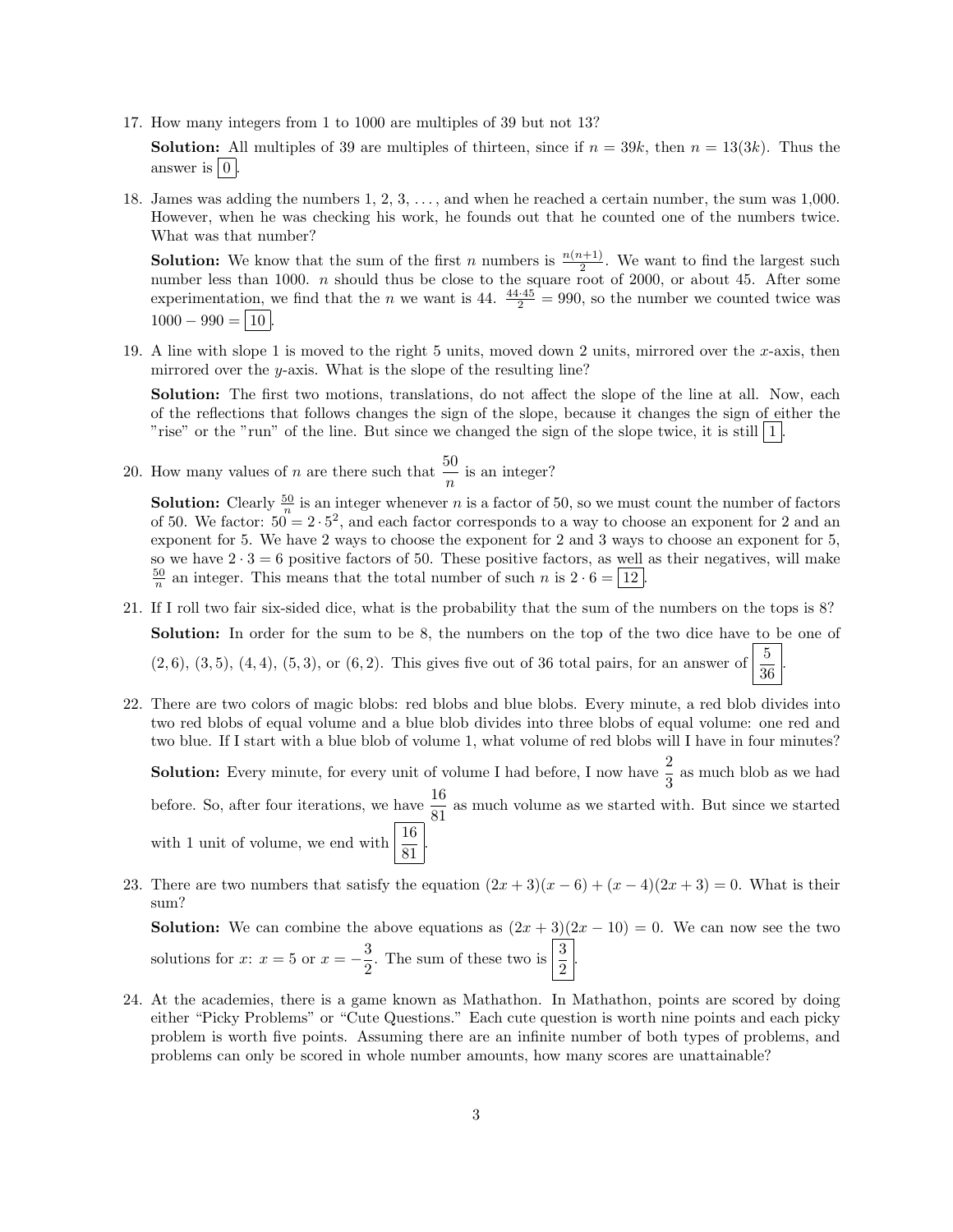17. How many integers from 1 to 1000 are multiples of 39 but not 13?

    **Solution:** All multiples of 39 are multiples of thirteen, since if $n = 39k$, then $n = 13(3k)$. Thus the answer is $\boxed{0}$.

18. James was adding the numbers 1, 2, 3, ..., and when he reached a certain number, the sum was 1,000. However, when he was checking his work, he founds out that he counted one of the numbers twice. What was that number?

    **Solution:** We know that the sum of the first $n$ numbers is $\frac{n(n+1)}{2}$. We want to find the largest such number less than 1000. $n$ should thus be close to the square root of 2000, or about 45. After some experimentation, we find that the $n$ we want is 44. $\frac{44 \cdot 45}{2} = 990$, so the number we counted twice was $1000 - 990 = \boxed{10}$.

19. A line with slope 1 is moved to the right 5 units, moved down 2 units, mirrored over the $x$-axis, then mirrored over the $y$-axis. What is the slope of the resulting line?

    **Solution:** The first two motions, translations, do not affect the slope of the line at all. Now, each of the reflections that follows changes the sign of the slope, because it changes the sign of either the "rise" or the "run" of the line. But since we changed the sign of the slope twice, it is still $\boxed{1}$.

20. How many values of $n$ are there such that $\dfrac{50}{n}$ is an integer?

    **Solution:** Clearly $\frac{50}{n}$ is an integer whenever $n$ is a factor of 50, so we must count the number of factors of 50. We factor: $50 = 2 \cdot 5^2$, and each factor corresponds to a way to choose an exponent for 2 and an exponent for 5. We have 2 ways to choose the exponent for 2 and 3 ways to choose an exponent for 5, so we have $2 \cdot 3 = 6$ positive factors of 50. These positive factors, as well as their negatives, will make $\frac{50}{n}$ an integer. This means that the total number of such $n$ is $2 \cdot 6 = \boxed{12}$.

21. If I roll two fair six-sided dice, what is the probability that the sum of the numbers on the tops is 8?

    **Solution:** In order for the sum to be 8, the numbers on the top of the two dice have to be one of $(2, 6)$, $(3, 5)$, $(4, 4)$, $(5, 3)$, or $(6, 2)$. This gives five out of 36 total pairs, for an answer of $\boxed{\dfrac{5}{36}}$.

22. There are two colors of magic blobs: red blobs and blue blobs. Every minute, a red blob divides into two red blobs of equal volume and a blue blob divides into three blobs of equal volume: one red and two blue. If I start with a blue blob of volume 1, what volume of red blobs will I have in four minutes?

    **Solution:** Every minute, for every unit of volume I had before, I now have $\dfrac{2}{3}$ as much blob as we had before. So, after four iterations, we have $\dfrac{16}{81}$ as much volume as we started with. But since we started with 1 unit of volume, we end with $\boxed{\dfrac{16}{81}}$.

23. There are two numbers that satisfy the equation $(2x + 3)(x - 6) + (x - 4)(2x + 3) = 0$. What is their sum?

    **Solution:** We can combine the above equations as $(2x + 3)(2x - 10) = 0$. We can now see the two solutions for $x$: $x = 5$ or $x = -\dfrac{3}{2}$. The sum of these two is $\boxed{\dfrac{3}{2}}$.

24. At the academies, there is a game known as Mathathon. In Mathathon, points are scored by doing either "Picky Problems" or "Cute Questions." Each cute question is worth nine points and each picky problem is worth five points. Assuming there are an infinite number of both types of problems, and problems can only be scored in whole number amounts, how many scores are unattainable?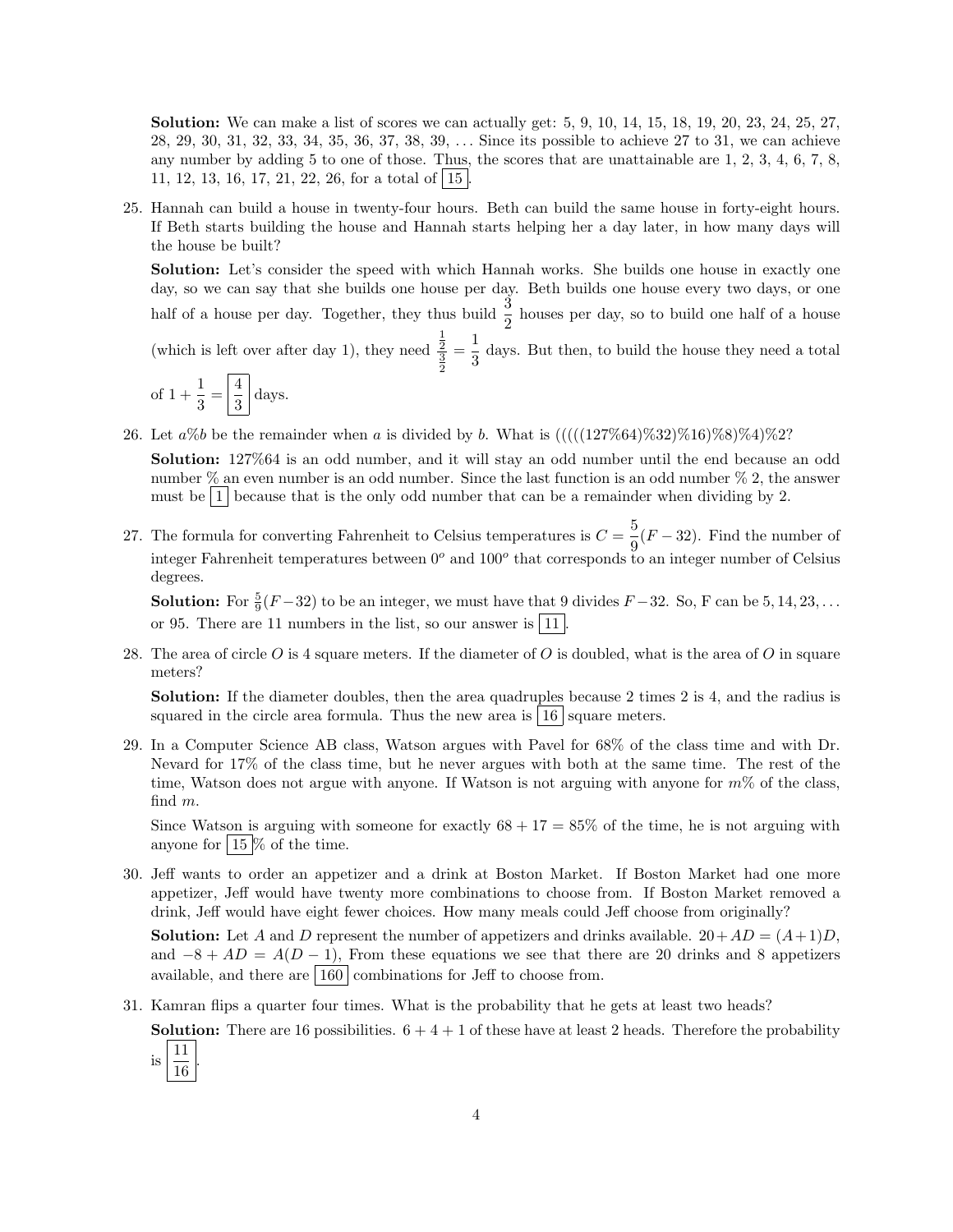**Solution:** We can make a list of scores we can actually get: 5, 9, 10, 14, 15, 18, 19, 20, 23, 24, 25, 27, 28, 29, 30, 31, 32, 33, 34, 35, 36, 37, 38, 39, ... Since its possible to achieve 27 to 31, we can achieve any number by adding 5 to one of those. Thus, the scores that are unattainable are 1, 2, 3, 4, 6, 7, 8, 11, 12, 13, 16, 17, 21, 22, 26, for a total of $\boxed{15}$.

25. Hannah can build a house in twenty-four hours. Beth can build the same house in forty-eight hours. If Beth starts building the house and Hannah starts helping her a day later, in how many days will the house be built?

    **Solution:** Let's consider the speed with which Hannah works. She builds one house in exactly one day, so we can say that she builds one house per day. Beth builds one house every two days, or one half of a house per day. Together, they thus build $\frac{3}{2}$ houses per day, so to build one half of a house (which is left over after day 1), they need $\frac{\frac{1}{2}}{\frac{3}{2}} = \frac{1}{3}$ days. But then, to build the house they need a total of $1 + \frac{1}{3} = \boxed{\frac{4}{3}}$ days.

26. Let $a\%b$ be the remainder when $a$ is divided by $b$. What is $(((((127\%64)\%32)\%16)\%8)\%4)\%2$?

    **Solution:** 127%64 is an odd number, and it will stay an odd number until the end because an odd number % an even number is an odd number. Since the last function is an odd number % 2, the answer must be $\boxed{1}$ because that is the only odd number that can be a remainder when dividing by 2.

27. The formula for converting Fahrenheit to Celsius temperatures is $C = \frac{5}{9}(F - 32)$. Find the number of integer Fahrenheit temperatures between $0^o$ and $100^o$ that corresponds to an integer number of Celsius degrees.

    **Solution:** For $\frac{5}{9}(F-32)$ to be an integer, we must have that 9 divides $F-32$. So, F can be $5, 14, 23, \ldots$ or 95. There are 11 numbers in the list, so our answer is $\boxed{11}$.

28. The area of circle $O$ is 4 square meters. If the diameter of $O$ is doubled, what is the area of $O$ in square meters?

    **Solution:** If the diameter doubles, then the area quadruples because 2 times 2 is 4, and the radius is squared in the circle area formula. Thus the new area is $\boxed{16}$ square meters.

29. In a Computer Science AB class, Watson argues with Pavel for 68% of the class time and with Dr. Nevard for 17% of the class time, but he never argues with both at the same time. The rest of the time, Watson does not argue with anyone. If Watson is not arguing with anyone for $m$% of the class, find $m$.

    Since Watson is arguing with someone for exactly $68 + 17 = 85$% of the time, he is not arguing with anyone for $\boxed{15}$% of the time.

30. Jeff wants to order an appetizer and a drink at Boston Market. If Boston Market had one more appetizer, Jeff would have twenty more combinations to choose from. If Boston Market removed a drink, Jeff would have eight fewer choices. How many meals could Jeff choose from originally?

    **Solution:** Let $A$ and $D$ represent the number of appetizers and drinks available. $20+AD = (A+1)D$, and $-8 + AD = A(D-1)$, From these equations we see that there are 20 drinks and 8 appetizers available, and there are $\boxed{160}$ combinations for Jeff to choose from.

31. Kamran flips a quarter four times. What is the probability that he gets at least two heads?

    **Solution:** There are 16 possibilities. $6 + 4 + 1$ of these have at least 2 heads. Therefore the probability is $\boxed{\frac{11}{16}}$.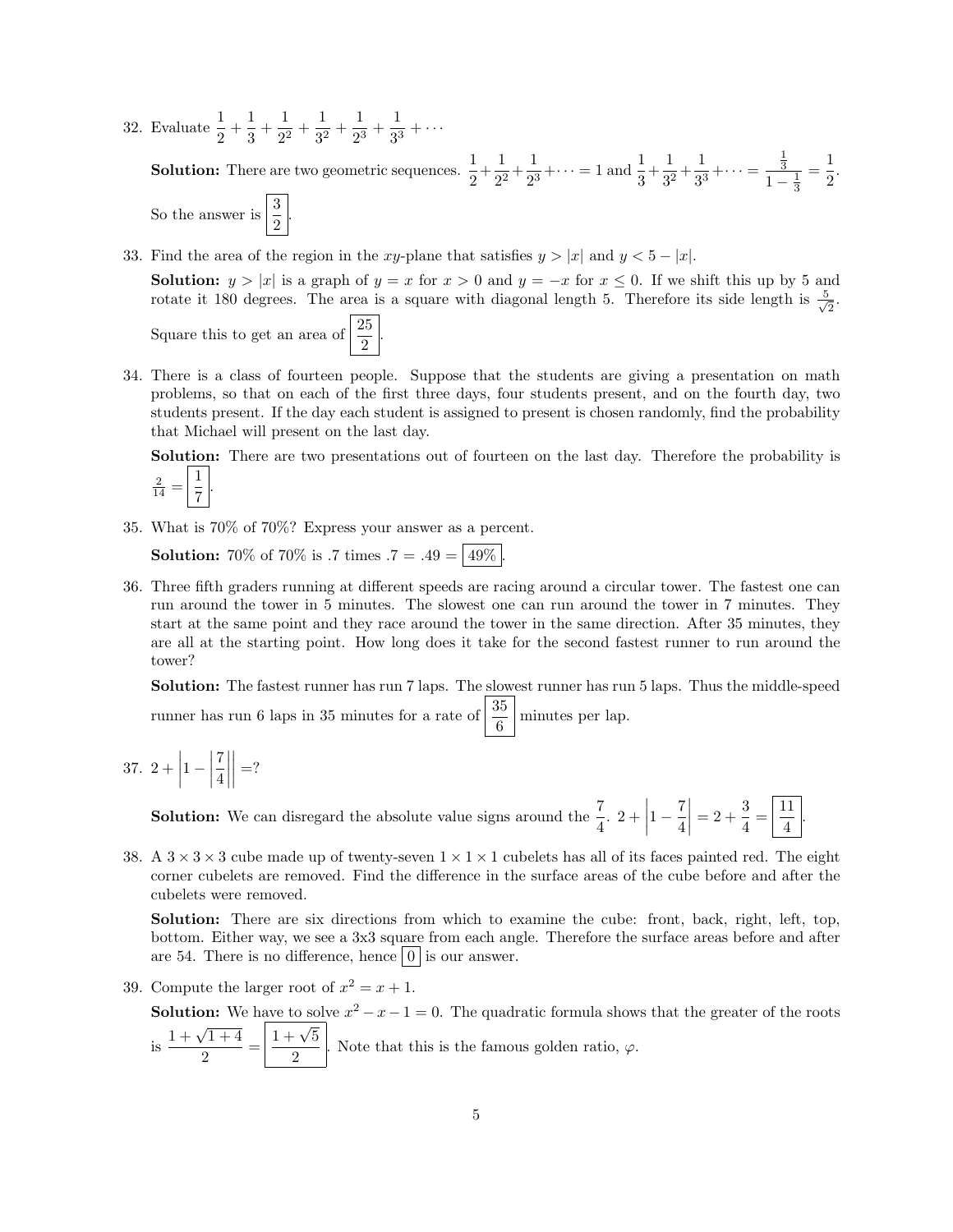32. Evaluate $\frac{1}{2} + \frac{1}{3} + \frac{1}{2^2} + \frac{1}{3^2} + \frac{1}{2^3} + \frac{1}{3^3} + \cdots$

    **Solution:** There are two geometric sequences. $\frac{1}{2} + \frac{1}{2^2} + \frac{1}{2^3} + \cdots = 1$ and $\frac{1}{3} + \frac{1}{3^2} + \frac{1}{3^3} + \cdots = \frac{\frac{1}{3}}{1 - \frac{1}{3}} = \frac{1}{2}$. So the answer is $\boxed{\frac{3}{2}}$.

33. Find the area of the region in the $xy$-plane that satisfies $y > |x|$ and $y < 5 - |x|$.

    **Solution:** $y > |x|$ is a graph of $y = x$ for $x > 0$ and $y = -x$ for $x \leq 0$. If we shift this up by 5 and rotate it 180 degrees. The area is a square with diagonal length 5. Therefore its side length is $\frac{5}{\sqrt{2}}$. Square this to get an area of $\boxed{\frac{25}{2}}$.

34. There is a class of fourteen people. Suppose that the students are giving a presentation on math problems, so that on each of the first three days, four students present, and on the fourth day, two students present. If the day each student is assigned to present is chosen randomly, find the probability that Michael will present on the last day.

    **Solution:** There are two presentations out of fourteen on the last day. Therefore the probability is $\frac{2}{14} = \boxed{\frac{1}{7}}$.

35. What is 70% of 70%? Express your answer as a percent.

    **Solution:** 70% of 70% is .7 times .7 = .49 = $\boxed{49\%}$.

36. Three fifth graders running at different speeds are racing around a circular tower. The fastest one can run around the tower in 5 minutes. The slowest one can run around the tower in 7 minutes. They start at the same point and they race around the tower in the same direction. After 35 minutes, they are all at the starting point. How long does it take for the second fastest runner to run around the tower?

    **Solution:** The fastest runner has run 7 laps. The slowest runner has run 5 laps. Thus the middle-speed runner has run 6 laps in 35 minutes for a rate of $\boxed{\frac{35}{6}}$ minutes per lap.

37. $2 + \left|1 - \left|\frac{7}{4}\right|\right| = ?$

    **Solution:** We can disregard the absolute value signs around the $\frac{7}{4}$. $2 + \left|1 - \frac{7}{4}\right| = 2 + \frac{3}{4} = \boxed{\frac{11}{4}}$.

38. A $3 \times 3 \times 3$ cube made up of twenty-seven $1 \times 1 \times 1$ cubelets has all of its faces painted red. The eight corner cubelets are removed. Find the difference in the surface areas of the cube before and after the cubelets were removed.

    **Solution:** There are six directions from which to examine the cube: front, back, right, left, top, bottom. Either way, we see a 3x3 square from each angle. Therefore the surface areas before and after are 54. There is no difference, hence $\boxed{0}$ is our answer.

39. Compute the larger root of $x^2 = x + 1$.

    **Solution:** We have to solve $x^2 - x - 1 = 0$. The quadratic formula shows that the greater of the roots is $\frac{1 + \sqrt{1 + 4}}{2} = \boxed{\frac{1 + \sqrt{5}}{2}}$. Note that this is the famous golden ratio, $\varphi$.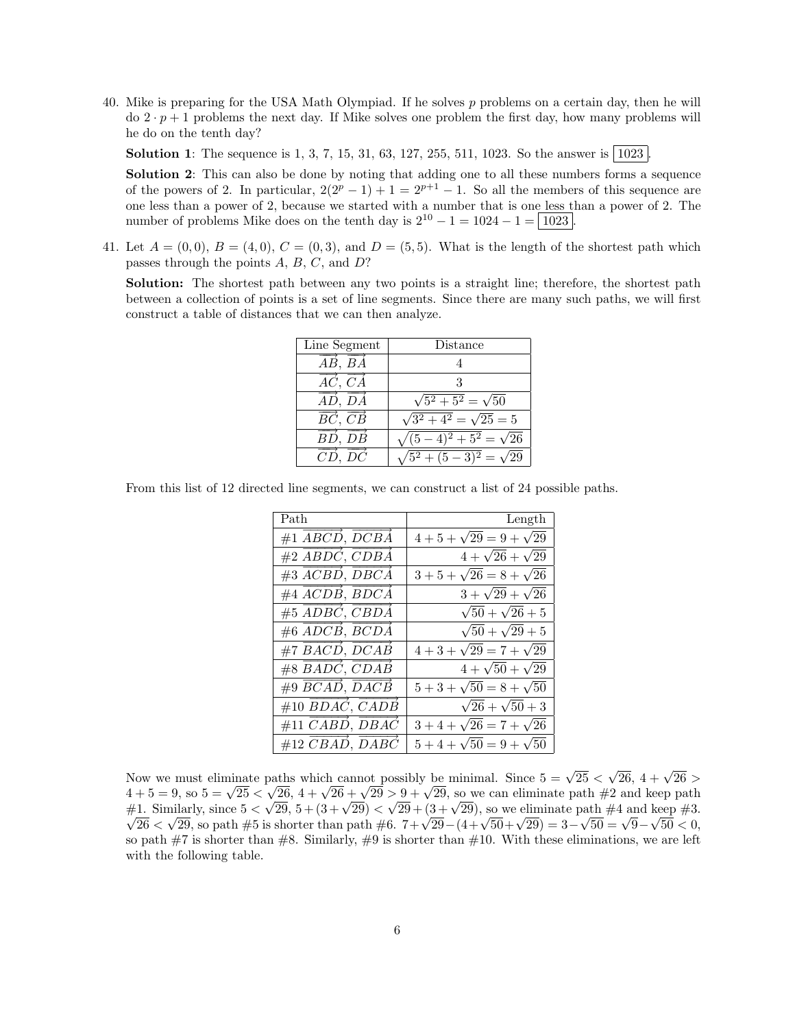40. Mike is preparing for the USA Math Olympiad. If he solves $p$ problems on a certain day, then he will do $2 \cdot p + 1$ problems the next day. If Mike solves one problem the first day, how many problems will he do on the tenth day?

**Solution 1**: The sequence is 1, 3, 7, 15, 31, 63, 127, 255, 511, 1023. So the answer is $\boxed{1023}$.

**Solution 2**: This can also be done by noting that adding one to all these numbers forms a sequence of the powers of 2. In particular, $2(2^p - 1) + 1 = 2^{p+1} - 1$. So all the members of this sequence are one less than a power of 2, because we started with a number that is one less than a power of 2. The number of problems Mike does on the tenth day is $2^{10} - 1 = 1024 - 1 = \boxed{1023}$.

41. Let $A = (0, 0)$, $B = (4, 0)$, $C = (0, 3)$, and $D = (5, 5)$. What is the length of the shortest path which passes through the points $A$, $B$, $C$, and $D$?

**Solution:** The shortest path between any two points is a straight line; therefore, the shortest path between a collection of points is a set of line segments. Since there are many such paths, we will first construct a table of distances that we can then analyze.

| Line Segment | Distance |
|---|---|
| $\overrightarrow{AB}$, $\overrightarrow{BA}$ | 4 |
| $\overrightarrow{AC}$, $\overrightarrow{CA}$ | 3 |
| $\overrightarrow{AD}$, $\overrightarrow{DA}$ | $\sqrt{5^2 + 5^2} = \sqrt{50}$ |
| $\overrightarrow{BC}$, $\overrightarrow{CB}$ | $\sqrt{3^2 + 4^2} = \sqrt{25} = 5$ |
| $\overrightarrow{BD}$, $\overrightarrow{DB}$ | $\sqrt{(5-4)^2 + 5^2} = \sqrt{26}$ |
| $\overrightarrow{CD}$, $\overrightarrow{DC}$ | $\sqrt{5^2 + (5-3)^2} = \sqrt{29}$ |

From this list of 12 directed line segments, we can construct a list of 24 possible paths.

| Path | Length |
|---|---|
| #1 $\overrightarrow{ABCD}$, $\overrightarrow{DCBA}$ | $4 + 5 + \sqrt{29} = 9 + \sqrt{29}$ |
| #2 $\overrightarrow{ABDC}$, $\overrightarrow{CDBA}$ | $4 + \sqrt{26} + \sqrt{29}$ |
| #3 $\overrightarrow{ACBD}$, $\overrightarrow{DBCA}$ | $3 + 5 + \sqrt{26} = 8 + \sqrt{26}$ |
| #4 $\overrightarrow{ACDB}$, $\overrightarrow{BDCA}$ | $3 + \sqrt{29} + \sqrt{26}$ |
| #5 $\overrightarrow{ADBC}$, $\overrightarrow{CBDA}$ | $\sqrt{50} + \sqrt{26} + 5$ |
| #6 $\overrightarrow{ADCB}$, $\overrightarrow{BCDA}$ | $\sqrt{50} + \sqrt{29} + 5$ |
| #7 $\overrightarrow{BACD}$, $\overrightarrow{DCAB}$ | $4 + 3 + \sqrt{29} = 7 + \sqrt{29}$ |
| #8 $\overrightarrow{BADC}$, $\overrightarrow{CDAB}$ | $4 + \sqrt{50} + \sqrt{29}$ |
| #9 $\overrightarrow{BCAD}$, $\overrightarrow{DACB}$ | $5 + 3 + \sqrt{50} = 8 + \sqrt{50}$ |
| #10 $\overrightarrow{BDAC}$, $\overrightarrow{CADB}$ | $\sqrt{26} + \sqrt{50} + 3$ |
| #11 $\overrightarrow{CABD}$, $\overrightarrow{DBAC}$ | $3 + 4 + \sqrt{26} = 7 + \sqrt{26}$ |
| #12 $\overrightarrow{CBAD}$, $\overrightarrow{DABC}$ | $5 + 4 + \sqrt{50} = 9 + \sqrt{50}$ |

Now we must eliminate paths which cannot possibly be minimal. Since $5 = \sqrt{25} < \sqrt{26}$, $4 + \sqrt{26} > 4 + 5 = 9$, so $5 = \sqrt{25} < \sqrt{26}$, $4 + \sqrt{26} + \sqrt{29} > 9 + \sqrt{29}$, so we can eliminate path #2 and keep path #1. Similarly, since $5 < \sqrt{29}$, $5 + (3 + \sqrt{29}) < \sqrt{29} + (3 + \sqrt{29})$, so we eliminate path #4 and keep #3. $\sqrt{26} < \sqrt{29}$, so path #5 is shorter than path #6. $7 + \sqrt{29} - (4 + \sqrt{50} + \sqrt{29}) = 3 - \sqrt{50} = \sqrt{9} - \sqrt{50} < 0$, so path #7 is shorter than #8. Similarly, #9 is shorter than #10. With these eliminations, we are left with the following table.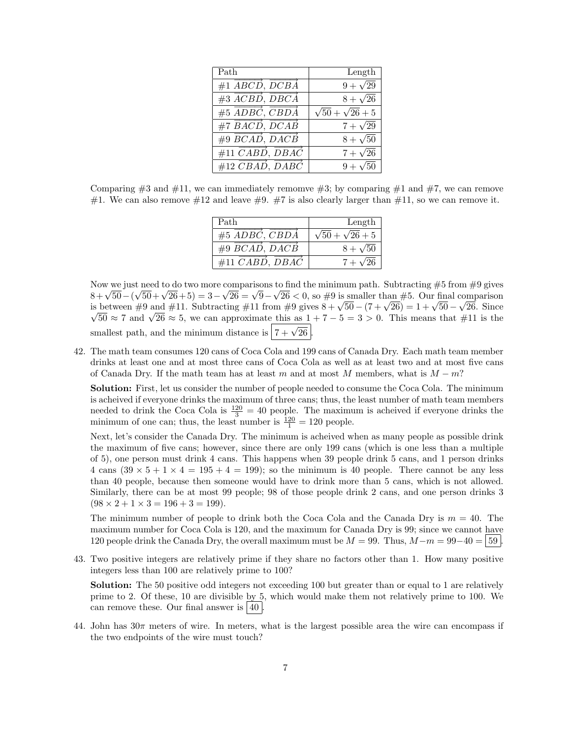| Path | Length |
|---|---:|
| #1 $\overrightarrow{ABCD}$, $\overrightarrow{DCBA}$ | $9+\sqrt{29}$ |
| #3 $\overrightarrow{ACBD}$, $\overrightarrow{DBCA}$ | $8+\sqrt{26}$ |
| #5 $\overrightarrow{ADBC}$, $\overrightarrow{CBDA}$ | $\sqrt{50}+\sqrt{26}+5$ |
| #7 $\overrightarrow{BACD}$, $\overrightarrow{DCAB}$ | $7+\sqrt{29}$ |
| #9 $\overrightarrow{BCAD}$, $\overrightarrow{DACB}$ | $8+\sqrt{50}$ |
| #11 $\overrightarrow{CABD}$, $\overrightarrow{DBAC}$ | $7+\sqrt{26}$ |
| #12 $\overrightarrow{CBAD}$, $\overrightarrow{DABC}$ | $9+\sqrt{50}$ |

Comparing #3 and #11, we can immediately remomve #3; by comparing #1 and #7, we can remove #1. We can also remove #12 and leave #9. #7 is also clearly larger than #11, so we can remove it.

| Path | Length |
|---|---:|
| #5 $\overrightarrow{ADBC}$, $\overrightarrow{CBDA}$ | $\sqrt{50}+\sqrt{26}+5$ |
| #9 $\overrightarrow{BCAD}$, $\overrightarrow{DACB}$ | $8+\sqrt{50}$ |
| #11 $\overrightarrow{CABD}$, $\overrightarrow{DBAC}$ | $7+\sqrt{26}$ |

Now we just need to do two more comparisons to find the minimum path. Subtracting #5 from #9 gives $8+\sqrt{50}-(\sqrt{50}+\sqrt{26}+5) = 3-\sqrt{26} = \sqrt{9}-\sqrt{26} < 0$, so #9 is smaller than #5. Our final comparison is between #9 and #11. Subtracting #11 from #9 gives $8+\sqrt{50}-(7+\sqrt{26}) = 1+\sqrt{50}-\sqrt{26}$. Since $\sqrt{50}\approx 7$ and $\sqrt{26}\approx 5$, we can approximate this as $1+7-5=3>0$. This means that #11 is the smallest path, and the minimum distance is $\boxed{7+\sqrt{26}}$.

42. The math team consumes 120 cans of Coca Cola and 199 cans of Canada Dry. Each math team member drinks at least one and at most three cans of Coca Cola as well as at least two and at most five cans of Canada Dry. If the math team has at least $m$ and at most $M$ members, what is $M-m$?

    **Solution:** First, let us consider the number of people needed to consume the Coca Cola. The minimum is acheived if everyone drinks the maximum of three cans; thus, the least number of math team members needed to drink the Coca Cola is $\frac{120}{3}=40$ people. The maximum is acheived if everyone drinks the minimum of one can; thus, the least number is $\frac{120}{1}=120$ people.

    Next, let's consider the Canada Dry. The minimum is acheived when as many people as possible drink the maximum of five cans; however, since there are only 199 cans (which is one less than a multiple of 5), one person must drink 4 cans. This happens when 39 people drink 5 cans, and 1 person drinks 4 cans ($39\times 5+1\times 4 = 195+4 = 199$); so the minimum is 40 people. There cannot be any less than 40 people, because then someone would have to drink more than 5 cans, which is not allowed. Similarly, there can be at most 99 people; 98 of those people drink 2 cans, and one person drinks 3 ($98\times 2+1\times 3 = 196+3 = 199$).

    The minimum number of people to drink both the Coca Cola and the Canada Dry is $m=40$. The maximum number for Coca Cola is 120, and the maximum for Canada Dry is 99; since we cannot have 120 people drink the Canada Dry, the overall maximum must be $M=99$. Thus, $M-m = 99-40 = \boxed{59}$.

43. Two positive integers are relatively prime if they share no factors other than 1. How many positive integers less than 100 are relatively prime to 100?

    **Solution:** The 50 positive odd integers not exceeding 100 but greater than or equal to 1 are relatively prime to 2. Of these, 10 are divisible by 5, which would make them not relatively prime to 100. We can remove these. Our final answer is $\boxed{40}$.

44. John has $30\pi$ meters of wire. In meters, what is the largest possible area the wire can encompass if the two endpoints of the wire must touch?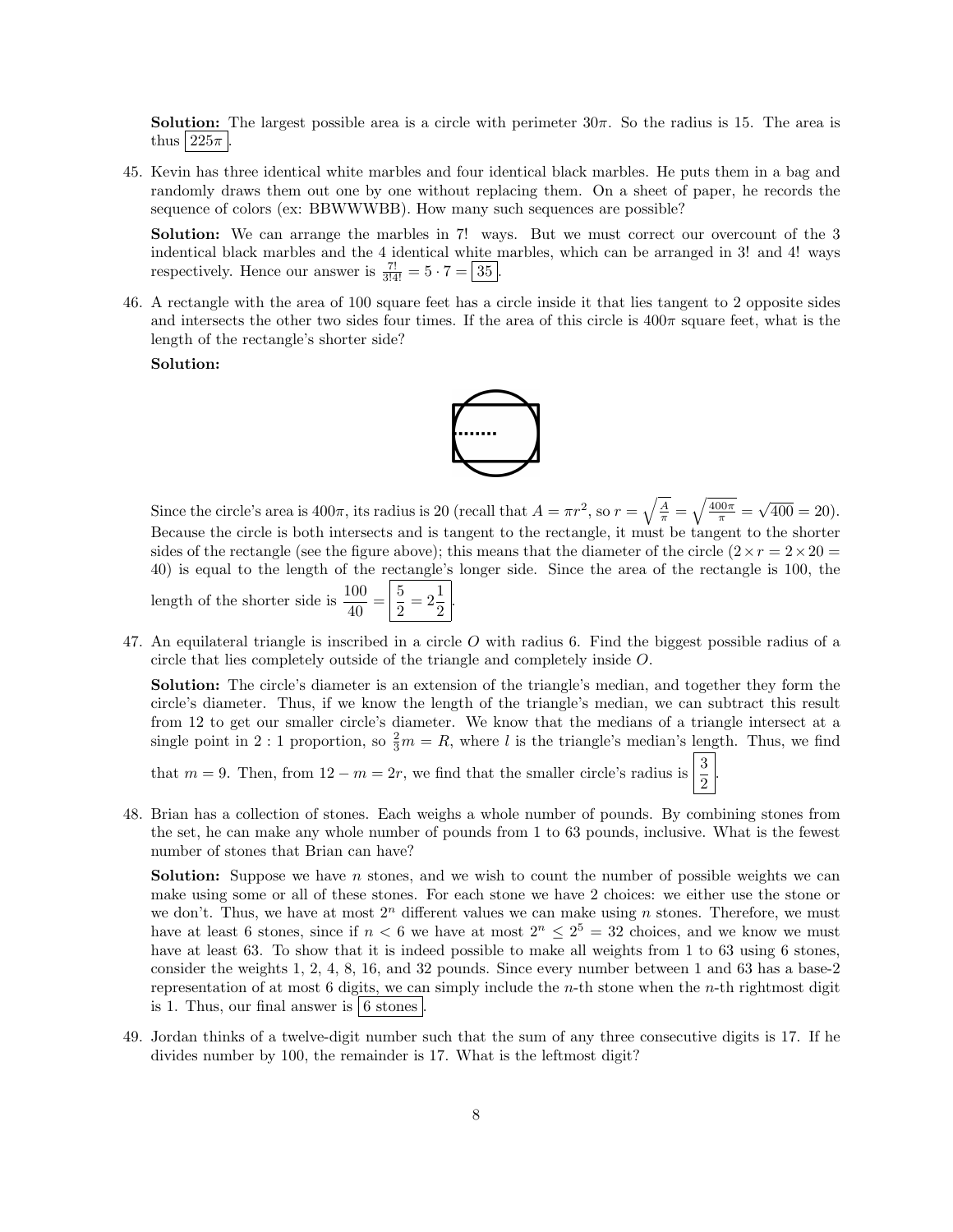**Solution:** The largest possible area is a circle with perimeter $30\pi$. So the radius is 15. The area is thus $\boxed{225\pi}$.

45. Kevin has three identical white marbles and four identical black marbles. He puts them in a bag and randomly draws them out one by one without replacing them. On a sheet of paper, he records the sequence of colors (ex: BBWWWBB). How many such sequences are possible?

    **Solution:** We can arrange the marbles in 7! ways. But we must correct our overcount of the 3 indentical black marbles and the 4 indentical white marbles, which can be arranged in 3! and 4! ways respectively. Hence our answer is $\frac{7!}{3!4!} = 5 \cdot 7 = \boxed{35}$.

46. A rectangle with the area of 100 square feet has a circle inside it that lies tangent to 2 opposite sides and intersects the other two sides four times. If the area of this circle is $400\pi$ square feet, what is the length of the rectangle's shorter side?

    **Solution:**

    Since the circle's area is $400\pi$, its radius is 20 (recall that $A = \pi r^2$, so $r = \sqrt{\frac{A}{\pi}} = \sqrt{\frac{400\pi}{\pi}} = \sqrt{400} = 20$). Because the circle is both intersects and is tangent to the rectangle, it must be tangent to the shorter sides of the rectangle (see the figure above); this means that the diameter of the circle ($2 \times r = 2 \times 20 = 40$) is equal to the length of the rectangle's longer side. Since the area of the rectangle is 100, the length of the shorter side is $\dfrac{100}{40} = \boxed{\dfrac{5}{2} = 2\dfrac{1}{2}}$.

47. An equilateral triangle is inscribed in a circle $O$ with radius 6. Find the biggest possible radius of a circle that lies completely outside of the triangle and completely inside $O$.

    **Solution:** The circle's diameter is an extension of the triangle's median, and together they form the circle's diameter. Thus, if we know the length of the triangle's median, we can subtract this result from 12 to get our smaller circle's diameter. We know that the medians of a triangle intersect at a single point in 2 : 1 proportion, so $\frac{2}{3}m = R$, where $l$ is the triangle's median's length. Thus, we find that $m = 9$. Then, from $12 - m = 2r$, we find that the smaller circle's radius is $\boxed{\dfrac{3}{2}}$.

48. Brian has a collection of stones. Each weighs a whole number of pounds. By combining stones from the set, he can make any whole number of pounds from 1 to 63 pounds, inclusive. What is the fewest number of stones that Brian can have?

    **Solution:** Suppose we have $n$ stones, and we wish to count the number of possible weights we can make using some or all of these stones. For each stone we have 2 choices: we either use the stone or we don't. Thus, we have at most $2^n$ different values we can make using $n$ stones. Therefore, we must have at least 6 stones, since if $n < 6$ we have at most $2^n \leq 2^5 = 32$ choices, and we know we must have at least 63. To show that it is indeed possible to make all weights from 1 to 63 using 6 stones, consider the weights 1, 2, 4, 8, 16, and 32 pounds. Since every number between 1 and 63 has a base-2 representation of at most 6 digits, we can simply include the $n$-th stone when the $n$-th rightmost digit is 1. Thus, our final answer is $\boxed{\text{6 stones}}$.

49. Jordan thinks of a twelve-digit number such that the sum of any three consecutive digits is 17. If he divides number by 100, the remainder is 17. What is the leftmost digit?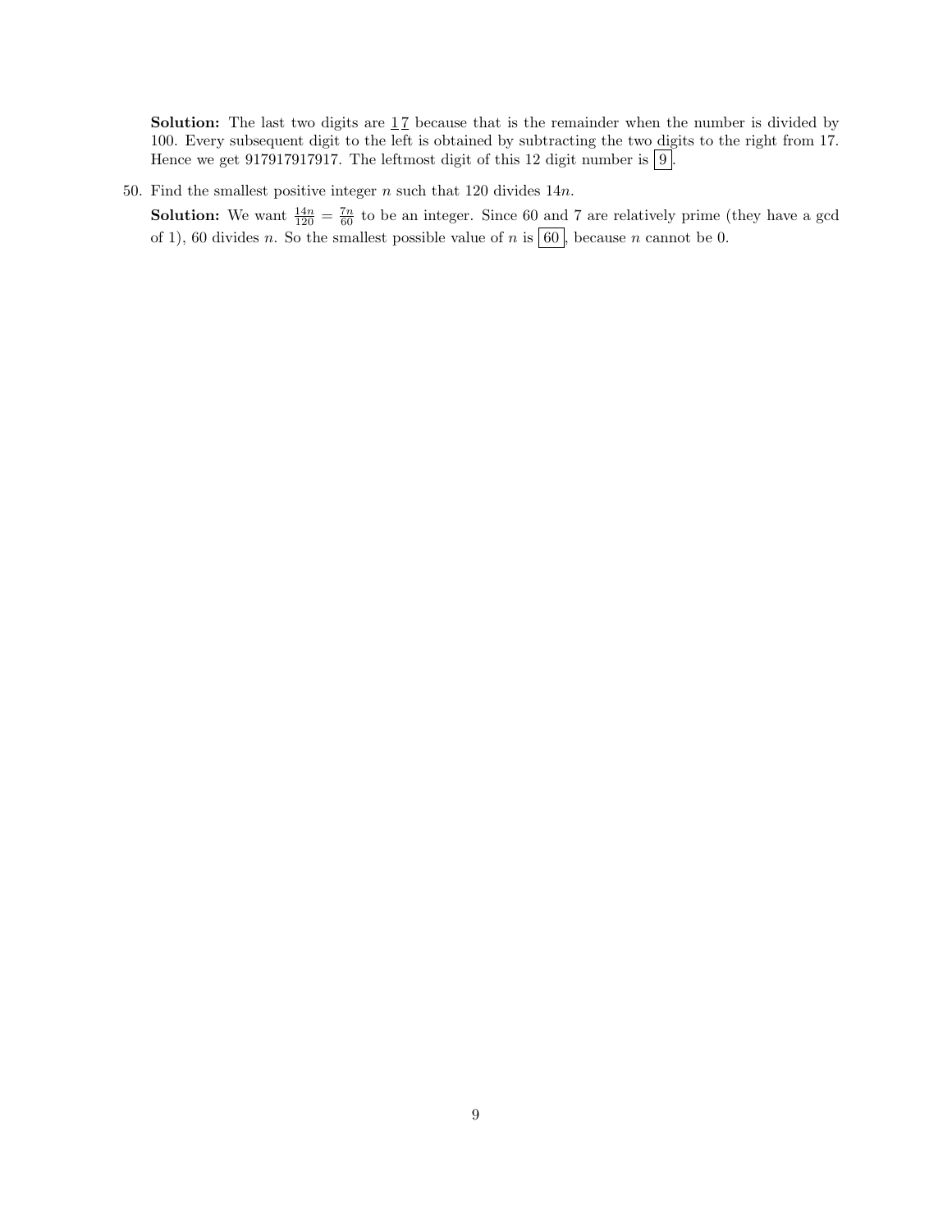**Solution:** The last two digits are $\underline{1}\,\underline{7}$ because that is the remainder when the number is divided by 100. Every subsequent digit to the left is obtained by subtracting the two digits to the right from 17. Hence we get 917917917917. The leftmost digit of this 12 digit number is $\boxed{9}$.

50. Find the smallest positive integer $n$ such that 120 divides $14n$.

    **Solution:** We want $\frac{14n}{120} = \frac{7n}{60}$ to be an integer. Since 60 and 7 are relatively prime (they have a gcd of 1), 60 divides $n$. So the smallest possible value of $n$ is $\boxed{60}$, because $n$ cannot be 0.